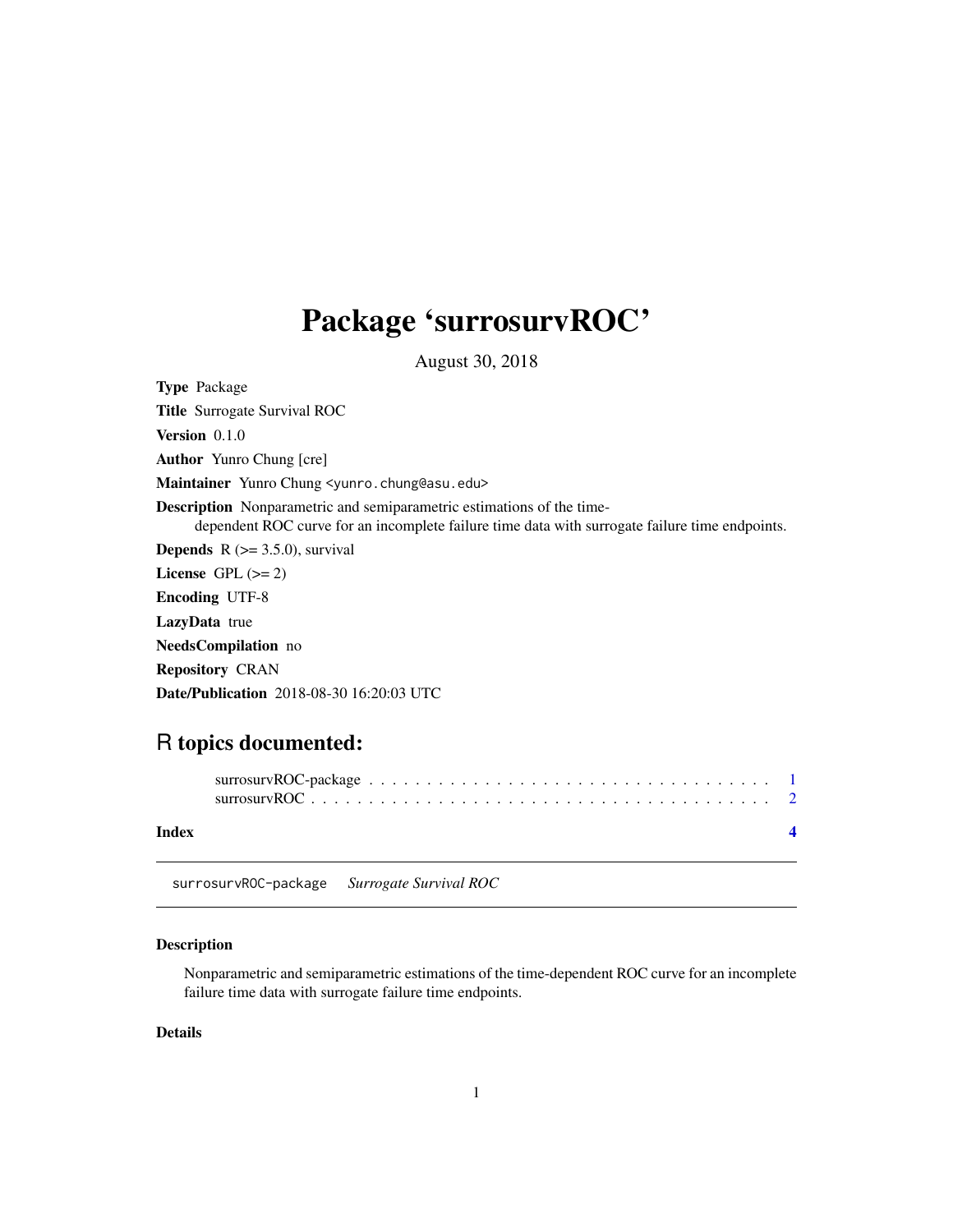# Package 'surrosurvROC'

August 30, 2018

**Type** Package

**Title** Surrogate Survival ROC

**Version** 0.1.0

**Author** Yunro Chung [cre]

**Maintainer** Yunro Chung <yunro.chung@asu.edu>

**Description** Nonparametric and semiparametric estimations of the time-dependent ROC curve for an incomplete failure time data with surrogate failure time endpoints.

**Depends** R (>= 3.5.0), survival

**License** GPL (>= 2)

**Encoding** UTF-8

**LazyData** true

**NeedsCompilation** no

**Repository** CRAN

**Date/Publication** 2018-08-30 16:20:03 UTC

## R topics documented:

surrosurvROC-package . . . . . . . . . . . . . . . . . . . . . . . . . . . . . . . . . . . 1
surrosurvROC . . . . . . . . . . . . . . . . . . . . . . . . . . . . . . . . . . . . . . . . 2

**Index** **4**

---

surrosurvROC-package *Surrogate Survival ROC*

---

### Description

Nonparametric and semiparametric estimations of the time-dependent ROC curve for an incomplete failure time data with surrogate failure time endpoints.

### Details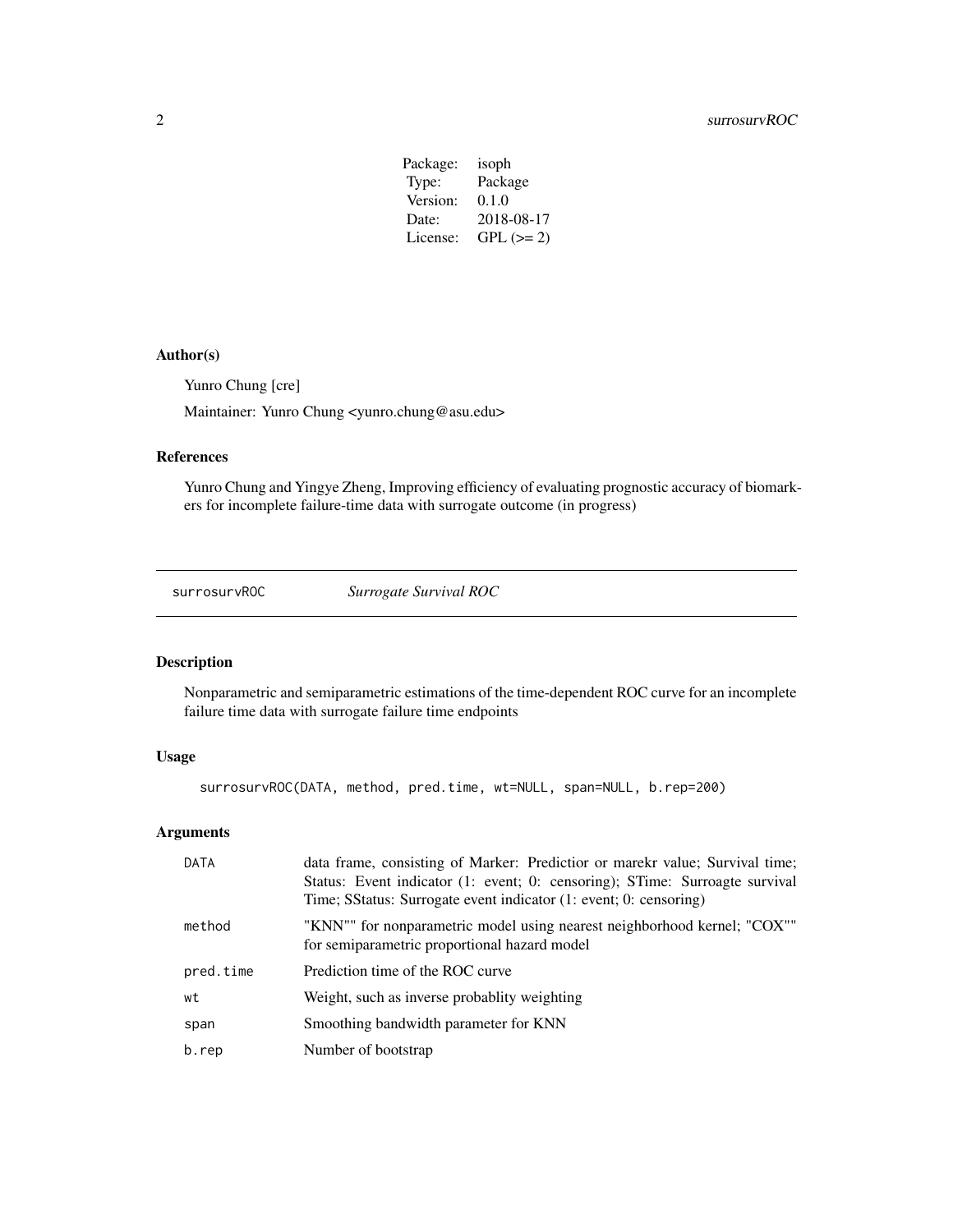| | |
|---|---|
| Package: | isoph |
| Type: | Package |
| Version: | 0.1.0 |
| Date: | 2018-08-17 |
| License: | GPL (>= 2) |

### Author(s)

Yunro Chung [cre]

Maintainer: Yunro Chung <yunro.chung@asu.edu>

### References

Yunro Chung and Yingye Zheng, Improving efficiency of evaluating prognostic accuracy of biomarkers for incomplete failure-time data with surrogate outcome (in progress)

---

## surrosurvROC — *Surrogate Survival ROC*

### Description

Nonparametric and semiparametric estimations of the time-dependent ROC curve for an incomplete failure time data with surrogate failure time endpoints

### Usage

```
surrosurvROC(DATA, method, pred.time, wt=NULL, span=NULL, b.rep=200)
```

### Arguments

| | |
|---|---|
| DATA | data frame, consisting of Marker: Predictior or marekr value; Survival time; Status: Event indicator (1: event; 0: censoring); STime: Surroagte survival Time; SStatus: Surrogate event indicator (1: event; 0: censoring) |
| method | "KNN"" for nonparametric model using nearest neighborhood kernel; "COX"" for semiparametric proportional hazard model |
| pred.time | Prediction time of the ROC curve |
| wt | Weight, such as inverse probablity weighting |
| span | Smoothing bandwidth parameter for KNN |
| b.rep | Number of bootstrap |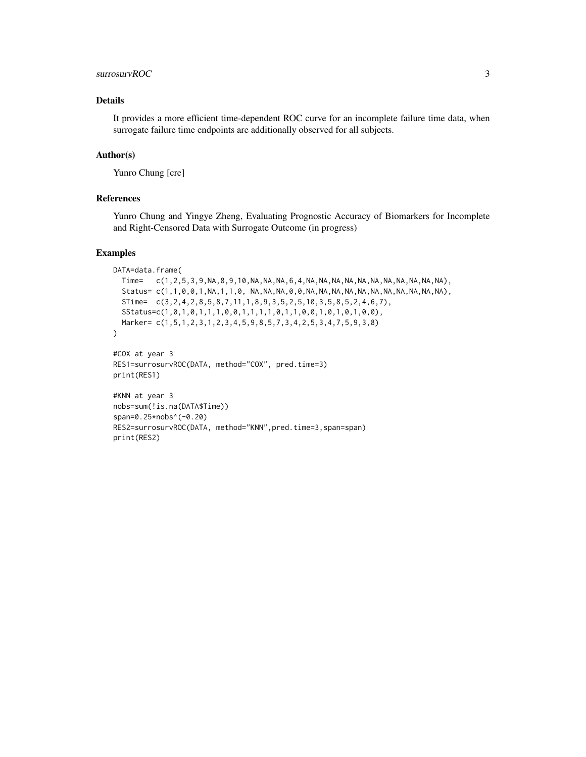## Details

It provides a more efficient time-dependent ROC curve for an incomplete failure time data, when surrogate failure time endpoints are additionally observed for all subjects.

## Author(s)

Yunro Chung [cre]

## References

Yunro Chung and Yingye Zheng, Evaluating Prognostic Accuracy of Biomarkers for Incomplete and Right-Censored Data with Surrogate Outcome (in progress)

## Examples

```
DATA=data.frame(
  Time=   c(1,2,5,3,9,NA,8,9,10,NA,NA,NA,6,4,NA,NA,NA,NA,NA,NA,NA,NA,NA,NA,NA),
  Status= c(1,1,0,0,1,NA,1,1,0, NA,NA,NA,0,0,NA,NA,NA,NA,NA,NA,NA,NA,NA,NA,NA),
  STime=  c(3,2,4,2,8,5,8,7,11,1,8,9,3,5,2,5,10,3,5,8,5,2,4,6,7),
  SStatus=c(1,0,1,0,1,1,1,0,0,1,1,1,1,0,1,1,0,0,1,0,1,0,1,0,0),
  Marker= c(1,5,1,2,3,1,2,3,4,5,9,8,5,7,3,4,2,5,3,4,7,5,9,3,8)
)

#COX at year 3
RES1=surrosurvROC(DATA, method="COX", pred.time=3)
print(RES1)

#KNN at year 3
nobs=sum(!is.na(DATA$Time))
span=0.25*nobs^(-0.20)
RES2=surrosurvROC(DATA, method="KNN",pred.time=3,span=span)
print(RES2)
```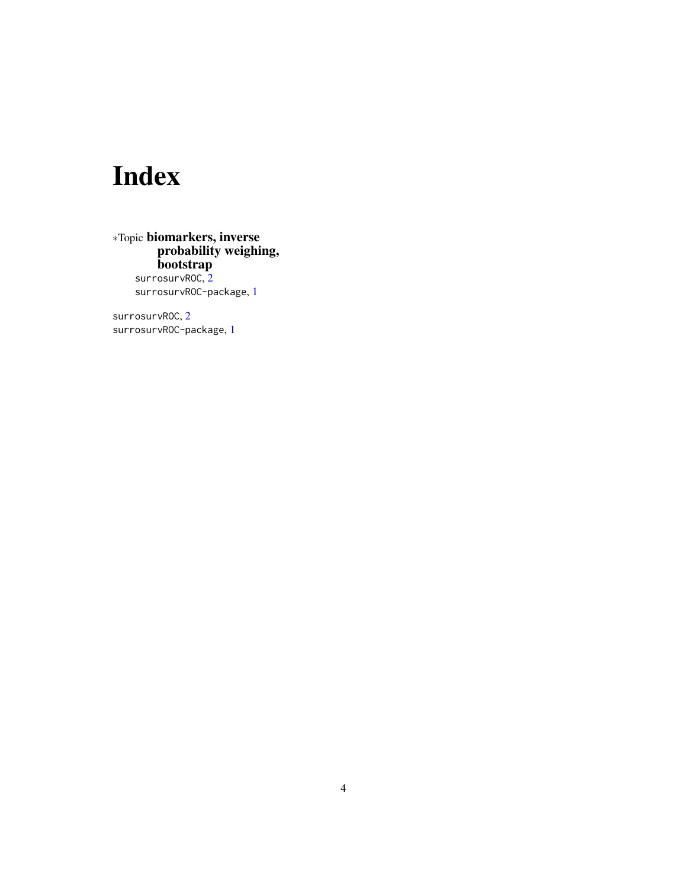# Index

*Topic **biomarkers, inverse probability weighing, bootstrap**
- surrosurvROC, 2
- surrosurvROC-package, 1

surrosurvROC, 2
surrosurvROC-package, 1